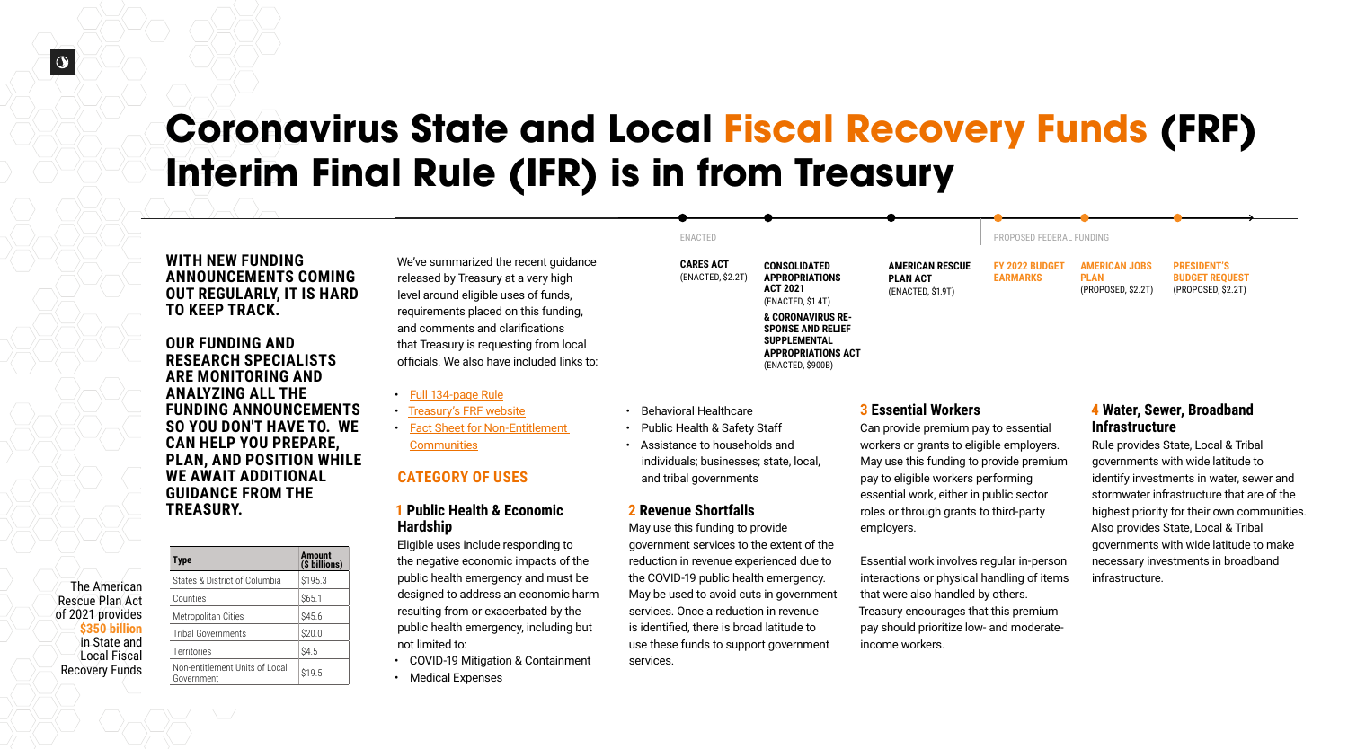# Coronavirus State and Local Fiscal Recovery Funds (FRF) Interim Final Rule (IFR) is in from Treasury

**WITH NEW FUNDING ANNOUNCEMENTS COMING OUT REGULARLY, IT IS HARD TO KEEP TRACK.**

**OUR FUNDING AND RESEARCH SPECIALISTS ARE MONITORING AND ANALYZING ALL THE FUNDING ANNOUNCEMENTS SO YOU DON'T HAVE TO. WE CAN HELP YOU PREPARE, PLAN, AND POSITION WHILE WE AWAIT ADDITIONAL GUIDANCE FROM THE TREASURY.**

The American Rescue Plan Act of 2021 provides **$350 billion** in State and Local Fiscal Recovery Funds

| Type | Amount ($ billions) |
|---|---|
| States & District of Columbia | $195.3 |
| Counties | $65.1 |
| Metropolitan Cities | $45.6 |
| Tribal Governments | $20.0 |
| Territories | $4.5 |
| Non-entitlement Units of Local Government | $19.5 |

We've summarized the recent guidance released by Treasury at a very high level around eligible uses of funds, requirements placed on this funding, and comments and clarifications that Treasury is requesting from local officials. We also have included links to:

- Full 134-page Rule
- Treasury's FRF website
- Fact Sheet for Non-Entitlement Communities

ENACTED

- **CARES ACT** (ENACTED, $2.2T)
- **CONSOLIDATED APPROPRIATIONS ACT 2021** (ENACTED, $1.4T) **& CORONAVIRUS RESPONSE AND RELIEF SUPPLEMENTAL APPROPRIATIONS ACT** (ENACTED, $900B)
- **AMERICAN RESCUE PLAN ACT** (ENACTED, $1.9T)

PROPOSED FEDERAL FUNDING

- **FY 2022 BUDGET EARMARKS**
- **AMERICAN JOBS PLAN** (PROPOSED, $2.2T)
- **PRESIDENT'S BUDGET REQUEST** (PROPOSED, $2.2T)

## CATEGORY OF USES

### 1 Public Health & Economic Hardship

Eligible uses include responding to the negative economic impacts of the public health emergency and must be designed to address an economic harm resulting from or exacerbated by the public health emergency, including but not limited to:

- COVID-19 Mitigation & Containment
- Medical Expenses
- Behavioral Healthcare
- Public Health & Safety Staff
- Assistance to households and individuals; businesses; state, local, and tribal governments

### 2 Revenue Shortfalls

May use this funding to provide government services to the extent of the reduction in revenue experienced due to the COVID-19 public health emergency. May be used to avoid cuts in government services. Once a reduction in revenue is identified, there is broad latitude to use these funds to support government services.

### 3 Essential Workers

Can provide premium pay to essential workers or grants to eligible employers. May use this funding to provide premium pay to eligible workers performing essential work, either in public sector roles or through grants to third-party employers.

Essential work involves regular in-person interactions or physical handling of items that were also handled by others. Treasury encourages that this premium pay should prioritize low- and moderate-income workers.

### 4 Water, Sewer, Broadband Infrastructure

Rule provides State, Local & Tribal governments with wide latitude to identify investments in water, sewer and stormwater infrastructure that are of the highest priority for their own communities. Also provides State, Local & Tribal governments with wide latitude to make necessary investments in broadband infrastructure.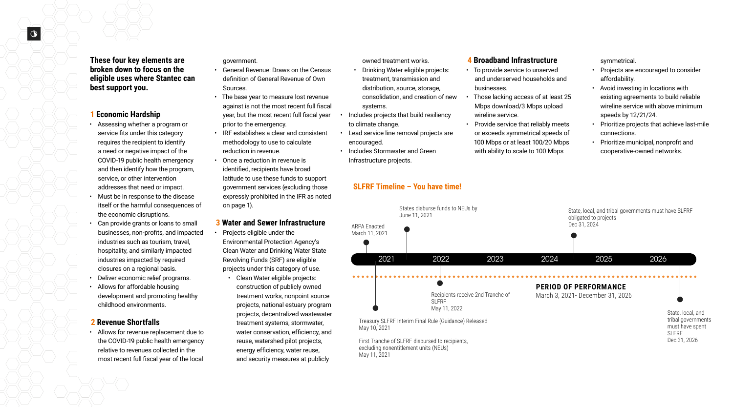**These four key elements are broken down to focus on the eligible uses where Stantec can best support you.**

## 1 Economic Hardship

- Assessing whether a program or service fits under this category requires the recipient to identify a need or negative impact of the COVID-19 public health emergency and then identify how the program, service, or other intervention addresses that need or impact.
- Must be in response to the disease itself or the harmful consequences of the economic disruptions.
- Can provide grants or loans to small businesses, non-profits, and impacted industries such as tourism, travel, hospitality, and similarly impacted industries impacted by required closures on a regional basis.
- Deliver economic relief programs.
- Allows for affordable housing development and promoting healthy childhood environments.

## 2 Revenue Shortfalls

- Allows for revenue replacement due to the COVID-19 public health emergency relative to revenues collected in the most recent full fiscal year of the local government.
- General Revenue: Draws on the Census definition of General Revenue of Own Sources.
- The base year to measure lost revenue against is not the most recent full fiscal year, but the most recent full fiscal year prior to the emergency.
- IRF establishes a clear and consistent methodology to use to calculate reduction in revenue.
- Once a reduction in revenue is identified, recipients have broad latitude to use these funds to support government services (excluding those expressly prohibited in the IFR as noted on page 1).

## 3 Water and Sewer Infrastructure

- Projects eligible under the Environmental Protection Agency's Clean Water and Drinking Water State Revolving Funds (SRF) are eligible projects under this category of use.
  - Clean Water eligible projects: construction of publicly owned treatment works, nonpoint source projects, national estuary program projects, decentralized wastewater treatment systems, stormwater, water conservation, efficiency, and reuse, watershed pilot projects, energy efficiency, water reuse, and security measures at publicly owned treatment works.
  - Drinking Water eligible projects: treatment, transmission and distribution, source, storage, consolidation, and creation of new systems.
- Includes projects that build resiliency to climate change.
- Lead service line removal projects are encouraged.
- Includes Stormwater and Green Infrastructure projects.

## 4 Broadband Infrastructure

- To provide service to unserved and underserved households and businesses.
- Those lacking access of at least 25 Mbps download/3 Mbps upload wireline service.
- Provide service that reliably meets or exceeds symmetrical speeds of 100 Mbps or at least 100/20 Mbps with ability to scale to 100 Mbps symmetrical.
- Projects are encouraged to consider affordability.
- Avoid investing in locations with existing agreements to build reliable wireline service with above minimum speeds by 12/21/24.
- Prioritize projects that achieve last-mile connections.
- Prioritize municipal, nonprofit and cooperative-owned networks.

## SLFRF Timeline – You have time!

2021 · 2022 · 2023 · 2024 · 2025 · 2026

- ARPA Enacted — March 11, 2021
- Treasury SLFRF Interim Final Rule (Guidance) Released — May 10, 2021
- First Tranche of SLFRF disbursed to recipients, excluding nonentitlement units (NEUs) — May 11, 2021
- States disburse funds to NEUs by June 11, 2021
- Recipients receive 2nd Tranche of SLFRF — May 11, 2022
- State, local, and tribal governments must have SLFRF obligated to projects — Dec 31, 2024
- State, local, and tribal governments must have spent SLFRF — Dec 31, 2026

**PERIOD OF PERFORMANCE**
March 3, 2021- December 31, 2026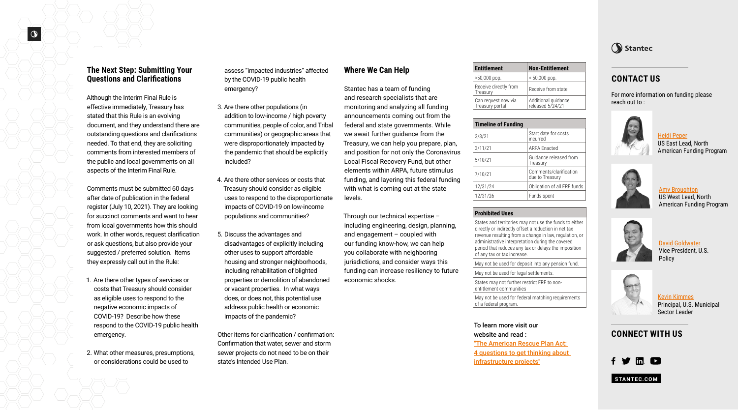## The Next Step: Submitting Your Questions and Clarifications

Although the Interim Final Rule is effective immediately, Treasury has stated that this Rule is an evolving document, and they understand there are outstanding questions and clarifications needed. To that end, they are soliciting comments from interested members of the public and local governments on all aspects of the Interim Final Rule.

Comments must be submitted 60 days after date of publication in the federal register (July 10, 2021). They are looking for succinct comments and want to hear from local governments how this should work. In other words, request clarification or ask questions, but also provide your suggested / preferred solution. Items they expressly call out in the Rule:

1. Are there other types of services or costs that Treasury should consider as eligible uses to respond to the negative economic impacts of COVID-19? Describe how these respond to the COVID-19 public health emergency.
2. What other measures, presumptions, or considerations could be used to assess "impacted industries" affected by the COVID-19 public health emergency?
3. Are there other populations (in addition to low-income / high poverty communities, people of color, and Tribal communities) or geographic areas that were disproportionately impacted by the pandemic that should be explicitly included?
4. Are there other services or costs that Treasury should consider as eligible uses to respond to the disproportionate impacts of COVID-19 on low-income populations and communities?
5. Discuss the advantages and disadvantages of explicitly including other uses to support affordable housing and stronger neighborhoods, including rehabilitation of blighted properties or demolition of abandoned or vacant properties. In what ways does, or does not, this potential use address public health or economic impacts of the pandemic?

Other items for clarification / confirmation: Confirmation that water, sewer and storm sewer projects do not need to be on their state's Intended Use Plan.

## Where We Can Help

Stantec has a team of funding and research specialists that are monitoring and analyzing all funding announcements coming out from the federal and state governments. While we await further guidance from the Treasury, we can help you prepare, plan, and position for not only the Coronavirus Local Fiscal Recovery Fund, but other elements within ARPA, future stimulus funding, and layering this federal funding with what is coming out at the state levels.

Through our technical expertise – including engineering, design, planning, and engagement – coupled with our funding know-how, we can help you collaborate with neighboring jurisdictions, and consider ways this funding can increase resiliency to future economic shocks.

| Entitlement | Non-Entitlement |
|---|---|
| >50,000 pop. | < 50,000 pop. |
| Receive directly from Treasury | Receive from state |
| Can request now via Treasury portal | Additional guidance released 5/24/21 |

| Timeline of Funding | |
|---|---|
| 3/3/21 | Start date for costs incurred |
| 3/11/21 | ARPA Enacted |
| 5/10/21 | Guidance released from Treasury |
| 7/10/21 | Comments/clarification due to Treasury |
| 12/31/24 | Obligation of all FRF funds |
| 12/31/26 | Funds spent |

| Prohibited Uses |
|---|
| States and territories may not use the funds to either directly or indirectly offset a reduction in net tax revenue resulting from a change in law, regulation, or administrative interpretation during the covered period that reduces any tax or delays the imposition of any tax or tax increase. |
| May not be used for deposit into any pension fund. |
| May not be used for legal settlements. |
| States may not further restrict FRF to non-entitlement communities |
| May not be used for federal matching requirements of a federal program. |

**To learn more visit our website and read :**
"The American Rescue Plan Act: 4 questions to get thinking about infrastructure projects"

Stantec

## CONTACT US

For more information on funding please reach out to :

Heidi Peper
US East Lead, North American Funding Program

Amy Broughton
US West Lead, North American Funding Program

David Goldwater
Vice President, U.S. Policy

Kevin Kimmes
Principal, U.S. Municipal Sector Leader

## CONNECT WITH US

STANTEC.COM